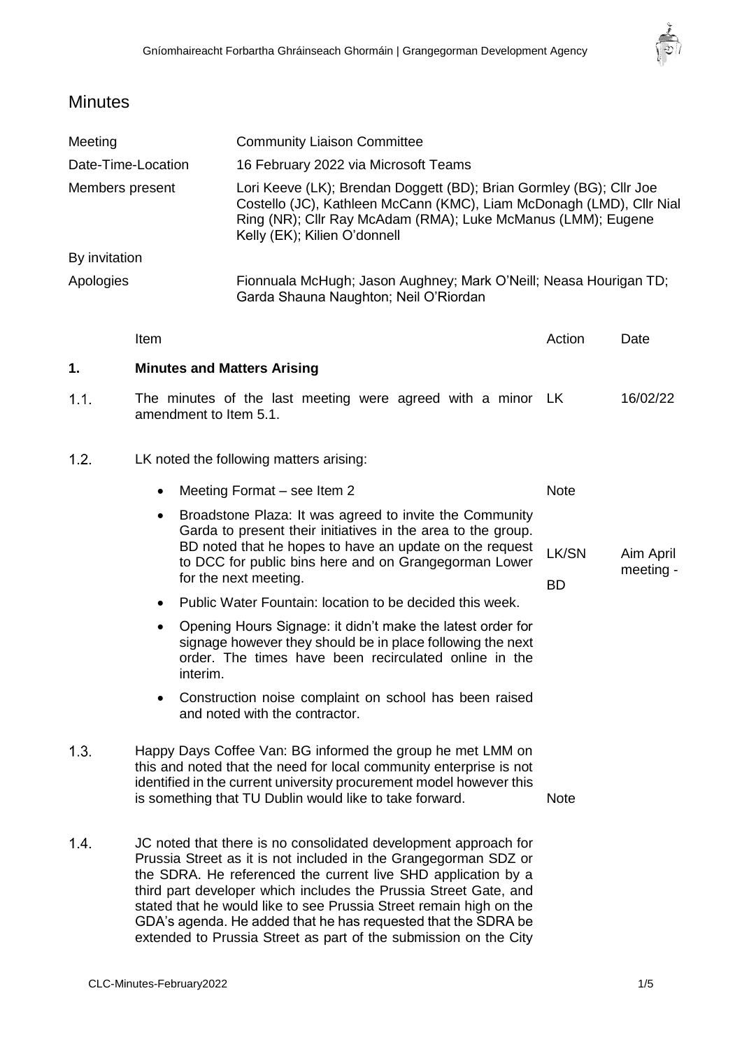# Minutes

| | |
|---|---|
| Meeting | Community Liaison Committee |
| Date-Time-Location | 16 February 2022 via Microsoft Teams |
| Members present | Lori Keeve (LK); Brendan Doggett (BD); Brian Gormley (BG); Cllr Joe Costello (JC), Kathleen McCann (KMC), Liam McDonagh (LMD), Cllr Nial Ring (NR); Cllr Ray McAdam (RMA); Luke McManus (LMM); Eugene Kelly (EK); Kilien O'donnell |
| By invitation | |
| Apologies | Fionnuala McHugh; Jason Aughney; Mark O'Neill; Neasa Hourigan TD; Garda Shauna Naughton; Neil O'Riordan |

| | Item | Action | Date |
|---|---|---|---|
| **1.** | **Minutes and Matters Arising** | | |
| 1.1. | The minutes of the last meeting were agreed with a minor amendment to Item 5.1. | LK | 16/02/22 |
| 1.2. | LK noted the following matters arising: | | |
| | • Meeting Format – see Item 2 | Note | |
| | • Broadstone Plaza: It was agreed to invite the Community Garda to present their initiatives in the area to the group. BD noted that he hopes to have an update on the request to DCC for public bins here and on Grangegorman Lower for the next meeting. | LK/SN<br>BD | Aim April meeting - |
| | • Public Water Fountain: location to be decided this week. | | |
| | • Opening Hours Signage: it didn't make the latest order for signage however they should be in place following the next order. The times have been recirculated online in the interim. | | |
| | • Construction noise complaint on school has been raised and noted with the contractor. | | |
| 1.3. | Happy Days Coffee Van: BG informed the group he met LMM on this and noted that the need for local community enterprise is not identified in the current university procurement model however this is something that TU Dublin would like to take forward. | Note | |
| 1.4. | JC noted that there is no consolidated development approach for Prussia Street as it is not included in the Grangegorman SDZ or the SDRA. He referenced the current live SHD application by a third part developer which includes the Prussia Street Gate, and stated that he would like to see Prussia Street remain high on the GDA's agenda. He added that he has requested that the SDRA be extended to Prussia Street as part of the submission on the City | | |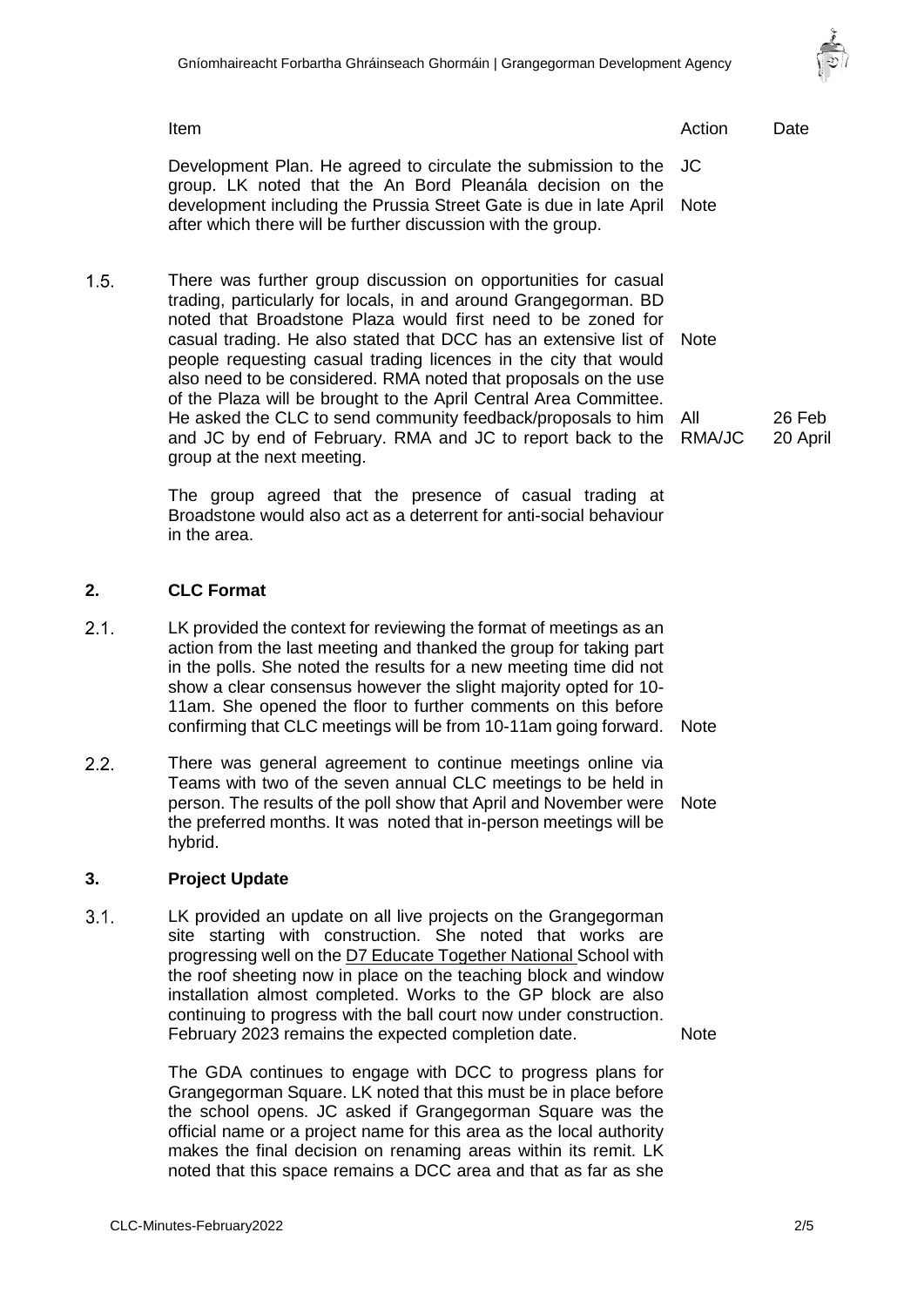| | Item | Action | Date |
|---|---|---|---|
| | Development Plan. He agreed to circulate the submission to the group. LK noted that the An Bord Pleanála decision on the development including the Prussia Street Gate is due in late April after which there will be further discussion with the group. | JC<br>Note | |
| 1.5. | There was further group discussion on opportunities for casual trading, particularly for locals, in and around Grangegorman. BD noted that Broadstone Plaza would first need to be zoned for casual trading. He also stated that DCC has an extensive list of people requesting casual trading licences in the city that would also need to be considered. RMA noted that proposals on the use of the Plaza will be brought to the April Central Area Committee. He asked the CLC to send community feedback/proposals to him and JC by end of February. RMA and JC to report back to the group at the next meeting. | Note<br>All<br>RMA/JC | 26 Feb<br>20 April |
| | The group agreed that the presence of casual trading at Broadstone would also act as a deterrent for anti-social behaviour in the area. | | |
| **2.** | **CLC Format** | | |
| 2.1. | LK provided the context for reviewing the format of meetings as an action from the last meeting and thanked the group for taking part in the polls. She noted the results for a new meeting time did not show a clear consensus however the slight majority opted for 10-11am. She opened the floor to further comments on this before confirming that CLC meetings will be from 10-11am going forward. | Note | |
| 2.2. | There was general agreement to continue meetings online via Teams with two of the seven annual CLC meetings to be held in person. The results of the poll show that April and November were the preferred months. It was noted that in-person meetings will be hybrid. | Note | |
| **3.** | **Project Update** | | |
| 3.1. | LK provided an update on all live projects on the Grangegorman site starting with construction. She noted that works are progressing well on the D7 Educate Together National School with the roof sheeting now in place on the teaching block and window installation almost completed. Works to the GP block are also continuing to progress with the ball court now under construction. February 2023 remains the expected completion date. | Note | |
| | The GDA continues to engage with DCC to progress plans for Grangegorman Square. LK noted that this must be in place before the school opens. JC asked if Grangegorman Square was the official name or a project name for this area as the local authority makes the final decision on renaming areas within its remit. LK noted that this space remains a DCC area and that as far as she | | |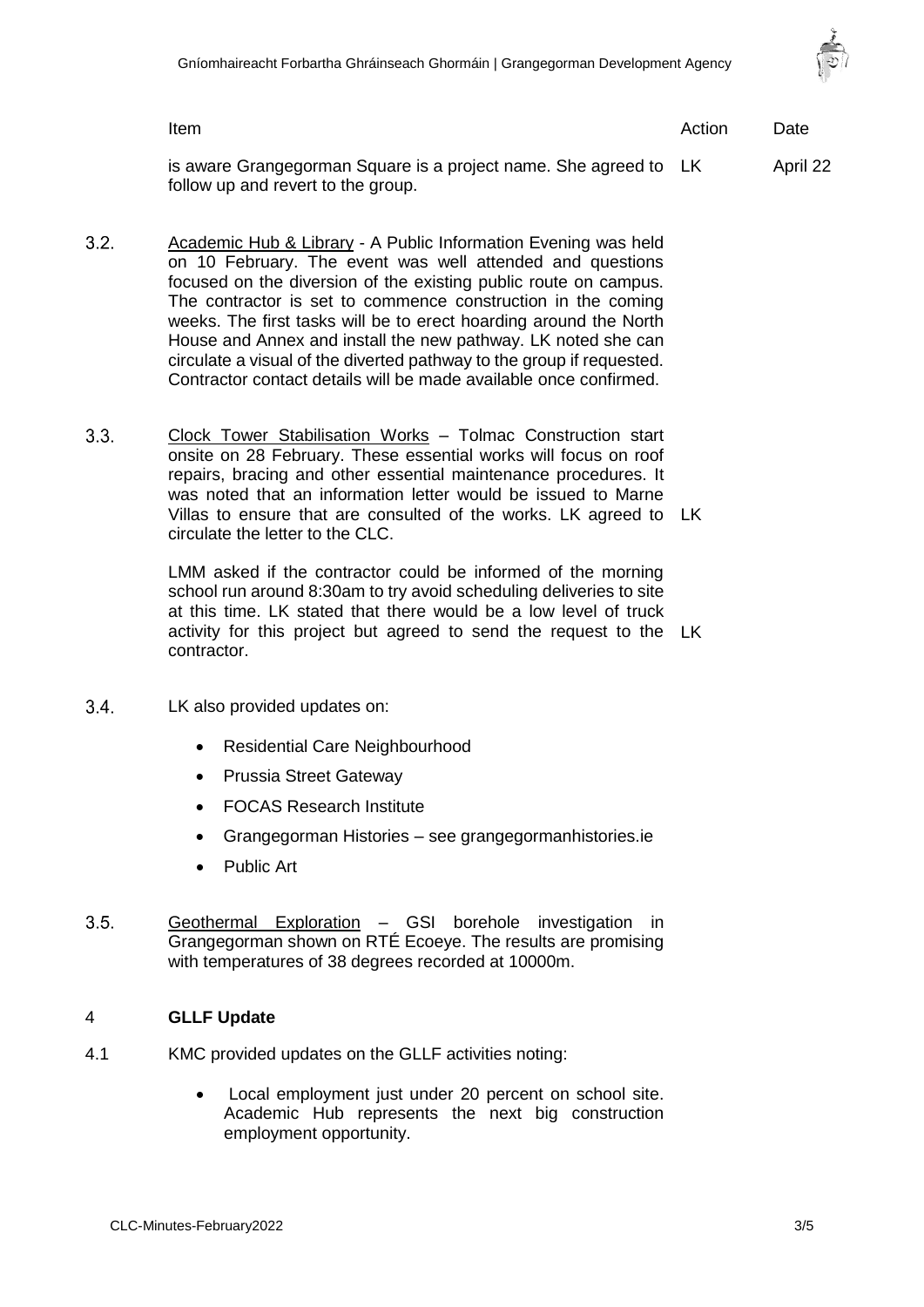| | Item | Action | Date |
|---|---|---|---|
| | is aware Grangegorman Square is a project name. She agreed to follow up and revert to the group. | LK | April 22 |
| 3.2. | Academic Hub & Library - A Public Information Evening was held on 10 February. The event was well attended and questions focused on the diversion of the existing public route on campus. The contractor is set to commence construction in the coming weeks. The first tasks will be to erect hoarding around the North House and Annex and install the new pathway. LK noted she can circulate a visual of the diverted pathway to the group if requested. Contractor contact details will be made available once confirmed. | | |
| 3.3. | Clock Tower Stabilisation Works – Tolmac Construction start onsite on 28 February. These essential works will focus on roof repairs, bracing and other essential maintenance procedures. It was noted that an information letter would be issued to Marne Villas to ensure that are consulted of the works. LK agreed to circulate the letter to the CLC. | LK | |
| | LMM asked if the contractor could be informed of the morning school run around 8:30am to try avoid scheduling deliveries to site at this time. LK stated that there would be a low level of truck activity for this project but agreed to send the request to the contractor. | LK | |
| 3.4. | LK also provided updates on:<br>• Residential Care Neighbourhood<br>• Prussia Street Gateway<br>• FOCAS Research Institute<br>• Grangegorman Histories – see grangegormanhistories.ie<br>• Public Art | | |
| 3.5. | Geothermal Exploration – GSI borehole investigation in Grangegorman shown on RTÉ Ecoeye. The results are promising with temperatures of 38 degrees recorded at 10000m. | | |

## 4 GLLF Update

4.1 KMC provided updates on the GLLF activities noting:

- Local employment just under 20 percent on school site. Academic Hub represents the next big construction employment opportunity.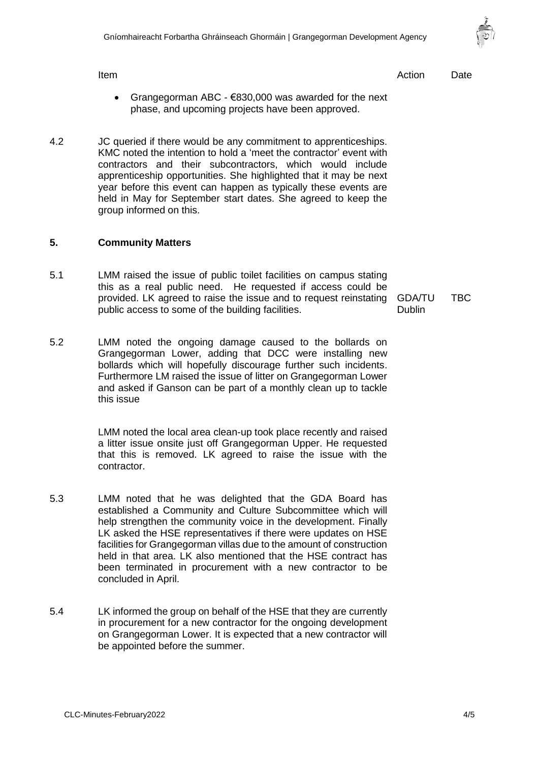| | Item | Action | Date |
|---|---|---|---|
| | • Grangegorman ABC - €830,000 was awarded for the next phase, and upcoming projects have been approved. | | |
| 4.2 | JC queried if there would be any commitment to apprenticeships. KMC noted the intention to hold a 'meet the contractor' event with contractors and their subcontractors, which would include apprenticeship opportunities. She highlighted that it may be next year before this event can happen as typically these events are held in May for September start dates. She agreed to keep the group informed on this. | | |
| **5.** | **Community Matters** | | |
| 5.1 | LMM raised the issue of public toilet facilities on campus stating this as a real public need. He requested if access could be provided. LK agreed to raise the issue and to request reinstating public access to some of the building facilities. | GDA/TU Dublin | TBC |
| 5.2 | LMM noted the ongoing damage caused to the bollards on Grangegorman Lower, adding that DCC were installing new bollards which will hopefully discourage further such incidents. Furthermore LM raised the issue of litter on Grangegorman Lower and asked if Ganson can be part of a monthly clean up to tackle this issue | | |
| | LMM noted the local area clean-up took place recently and raised a litter issue onsite just off Grangegorman Upper. He requested that this is removed. LK agreed to raise the issue with the contractor. | | |
| 5.3 | LMM noted that he was delighted that the GDA Board has established a Community and Culture Subcommittee which will help strengthen the community voice in the development. Finally LK asked the HSE representatives if there were updates on HSE facilities for Grangegorman villas due to the amount of construction held in that area. LK also mentioned that the HSE contract has been terminated in procurement with a new contractor to be concluded in April. | | |
| 5.4 | LK informed the group on behalf of the HSE that they are currently in procurement for a new contractor for the ongoing development on Grangegorman Lower. It is expected that a new contractor will be appointed before the summer. | | |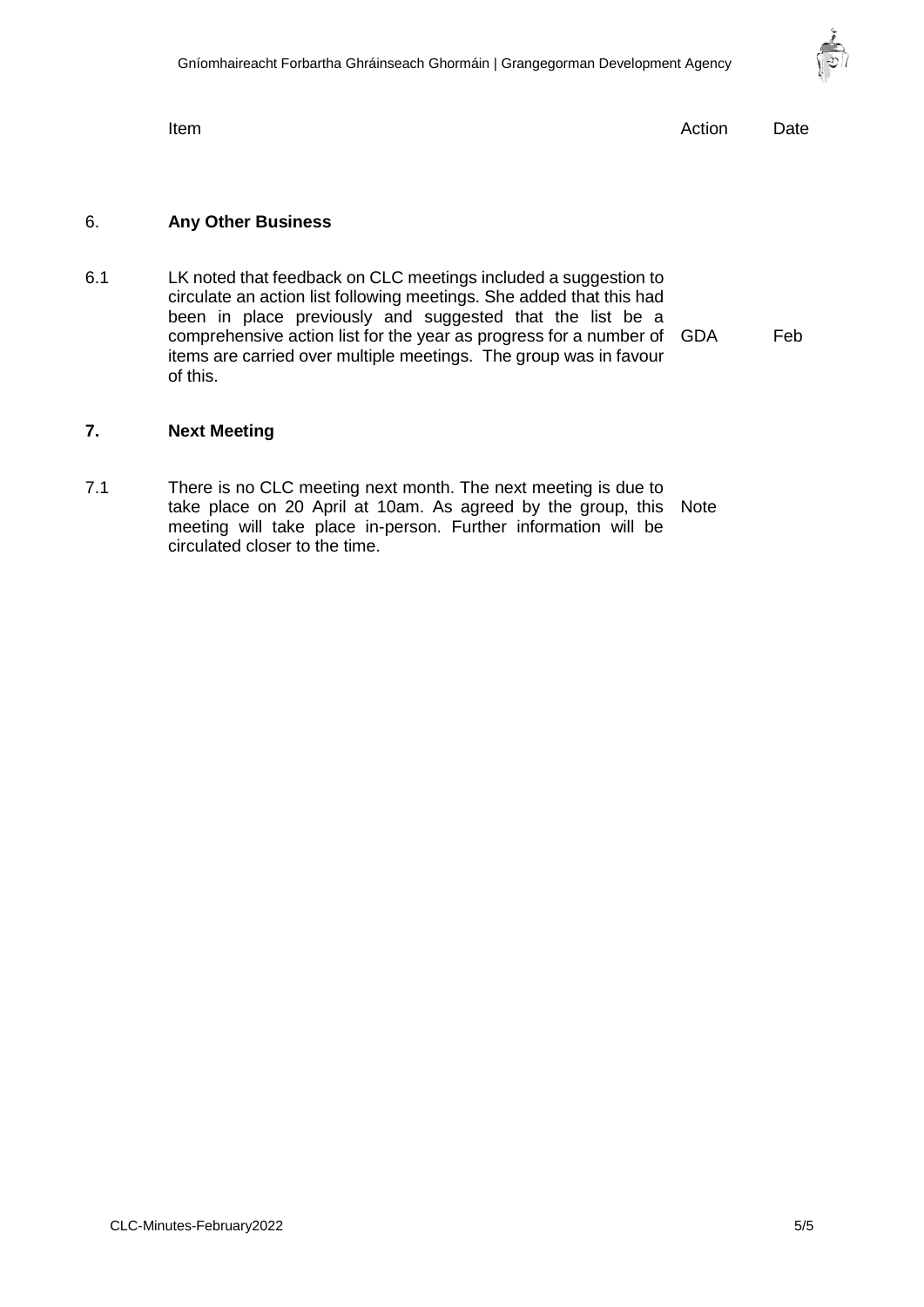| | Item | Action | Date |
|---|---|---|---|
| 6. | **Any Other Business** | | |
| 6.1 | LK noted that feedback on CLC meetings included a suggestion to circulate an action list following meetings. She added that this had been in place previously and suggested that the list be a comprehensive action list for the year as progress for a number of items are carried over multiple meetings. The group was in favour of this. | GDA | Feb |
| **7.** | **Next Meeting** | | |
| 7.1 | There is no CLC meeting next month. The next meeting is due to take place on 20 April at 10am. As agreed by the group, this meeting will take place in-person. Further information will be circulated closer to the time. | Note | |